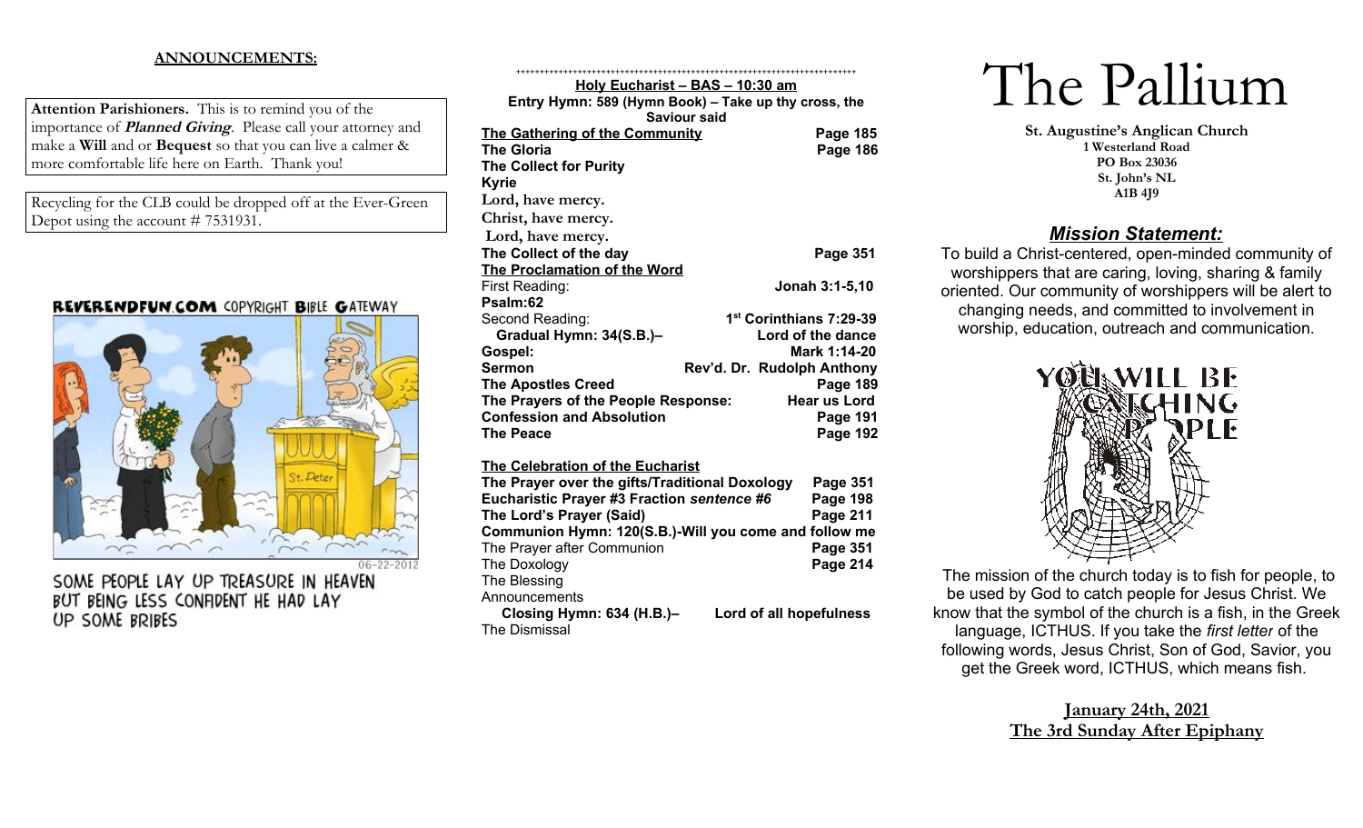**ANNOUNCEMENTS:**

**Attention Parishioners.** This is to remind you of the importance of ***Planned Giving***. Please call your attorney and make a **Will** and or **Bequest** so that you can live a calmer & more comfortable life here on Earth. Thank you!

Recycling for the CLB could be dropped off at the Ever-Green Depot using the account # 7531931.

REVERENDFUN.COM COPYRIGHT BIBLE GATEWAY

06-22-2012

SOME PEOPLE LAY UP TREASURE IN HEAVEN BUT BEING LESS CONFIDENT HE HAD LAY UP SOME BRIBES

++++++++++++++++++++++++++++++++++++++++++++++++++++++++++++++++++++++++

**Holy Eucharist – BAS – 10:30 am**

**Entry Hymn: 589 (Hymn Book) – Take up thy cross, the Saviour said**

**The Gathering of the Community** — **Page 185**
**The Gloria** — **Page 186**
**The Collect for Purity**
**Kyrie**
**Lord, have mercy.**
**Christ, have mercy.**
**Lord, have mercy.**
**The Collect of the day** — **Page 351**

**The Proclamation of the Word**
First Reading: — **Jonah 3:1-5,10**
**Psalm:62**
Second Reading: — **1st Corinthians 7:29-39**
**Gradual Hymn: 34(S.B.)–** — **Lord of the dance**
**Gospel:** — **Mark 1:14-20**
**Sermon** — **Rev'd. Dr. Rudolph Anthony**
**The Apostles Creed** — **Page 189**
**The Prayers of the People Response:** — **Hear us Lord**
**Confession and Absolution** — **Page 191**
**The Peace** — **Page 192**

**The Celebration of the Eucharist**
**The Prayer over the gifts/Traditional Doxology** — **Page 351**
**Eucharistic Prayer #3 Fraction *sentence #6*** — **Page 198**
**The Lord's Prayer (Said)** — **Page 211**
**Communion Hymn: 120(S.B.)-Will you come and follow me**
The Prayer after Communion — **Page 351**
The Doxology — **Page 214**
The Blessing
Announcements
**Closing Hymn: 634 (H.B.)–** — **Lord of all hopefulness**
The Dismissal

# The Pallium

**St. Augustine's Anglican Church**
**1 Westerland Road**
**PO Box 23036**
**St. John's NL**
**A1B 4J9**

## ***Mission Statement:***

To build a Christ-centered, open-minded community of worshippers that are caring, loving, sharing & family oriented. Our community of worshippers will be alert to changing needs, and committed to involvement in worship, education, outreach and communication.

YOU WILL BE CATCHING PEOPLE

The mission of the church today is to fish for people, to be used by God to catch people for Jesus Christ. We know that the symbol of the church is a fish, in the Greek language, ICTHUS. If you take the *first letter* of the following words, Jesus Christ, Son of God, Savior, you get the Greek word, ICTHUS, which means fish.

**January 24th, 2021**
**The 3rd Sunday After Epiphany**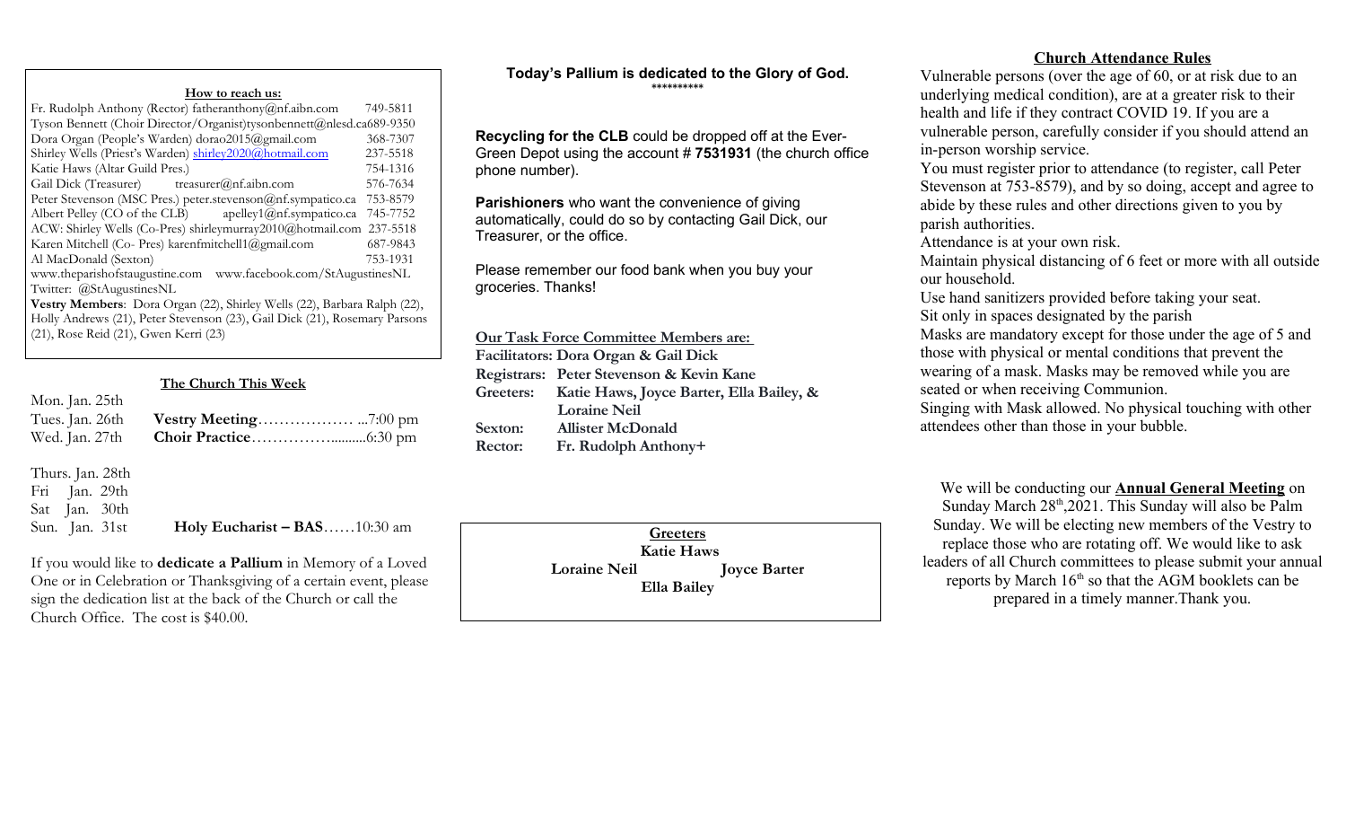## How to reach us:

Fr. Rudolph Anthony (Rector) fatheranthony@nf.aibn.com 749-5811
Tyson Bennett (Choir Director/Organist)tysonbennett@nlesd.ca689-9350
Dora Organ (People's Warden) dorao2015@gmail.com 368-7307
Shirley Wells (Priest's Warden) shirley2020@hotmail.com 237-5518
Katie Haws (Altar Guild Pres.) 754-1316
Gail Dick (Treasurer) treasurer@nf.aibn.com 576-7634
Peter Stevenson (MSC Pres.) peter.stevenson@nf.sympatico.ca 753-8579
Albert Pelley (CO of the CLB) apelley1@nf.sympatico.ca 745-7752
ACW: Shirley Wells (Co-Pres) shirleymurray2010@hotmail.com 237-5518
Karen Mitchell (Co- Pres) karenfmitchell1@gmail.com 687-9843
Al MacDonald (Sexton) 753-1931
www.theparishofstaugustine.com www.facebook.com/StAugustinesNL
Twitter: @StAugustinesNL

**Vestry Members**: Dora Organ (22), Shirley Wells (22), Barbara Ralph (22), Holly Andrews (21), Peter Stevenson (23), Gail Dick (21), Rosemary Parsons (21), Rose Reid (21), Gwen Kerri (23)

## The Church This Week

Mon. Jan. 25th
Tues. Jan. 26th **Vestry Meeting**……………… ...7:00 pm
Wed. Jan. 27th **Choir Practice**…………….........6:30 pm
Thurs. Jan. 28th
Fri Jan. 29th
Sat Jan. 30th
Sun. Jan. 31st **Holy Eucharist – BAS**……10:30 am

If you would like to **dedicate a Pallium** in Memory of a Loved One or in Celebration or Thanksgiving of a certain event, please sign the dedication list at the back of the Church or call the Church Office. The cost is $40.00.

**Today's Pallium is dedicated to the Glory of God.**
**********

**Recycling for the CLB** could be dropped off at the Ever-Green Depot using the account # **7531931** (the church office phone number).

**Parishioners** who want the convenience of giving automatically, could do so by contacting Gail Dick, our Treasurer, or the office.

Please remember our food bank when you buy your groceries. Thanks!

**Our Task Force Committee Members are:**
**Facilitators: Dora Organ & Gail Dick**
**Registrars: Peter Stevenson & Kevin Kane**
**Greeters: Katie Haws, Joyce Barter, Ella Bailey, & Loraine Neil**
**Sexton: Allister McDonald**
**Rector: Fr. Rudolph Anthony+**

**Greeters**
**Katie Haws**
**Loraine Neil** **Joyce Barter**
**Ella Bailey**

## Church Attendance Rules

Vulnerable persons (over the age of 60, or at risk due to an underlying medical condition), are at a greater risk to their health and life if they contract COVID 19. If you are a vulnerable person, carefully consider if you should attend an in-person worship service.
You must register prior to attendance (to register, call Peter Stevenson at 753-8579), and by so doing, accept and agree to abide by these rules and other directions given to you by parish authorities.
Attendance is at your own risk.
Maintain physical distancing of 6 feet or more with all outside our household.
Use hand sanitizers provided before taking your seat.
Sit only in spaces designated by the parish
Masks are mandatory except for those under the age of 5 and those with physical or mental conditions that prevent the wearing of a mask. Masks may be removed while you are seated or when receiving Communion.
Singing with Mask allowed. No physical touching with other attendees other than those in your bubble.

We will be conducting our **Annual General Meeting** on Sunday March 28th,2021. This Sunday will also be Palm Sunday. We will be electing new members of the Vestry to replace those who are rotating off. We would like to ask leaders of all Church committees to please submit your annual reports by March 16th so that the AGM booklets can be prepared in a timely manner.Thank you.